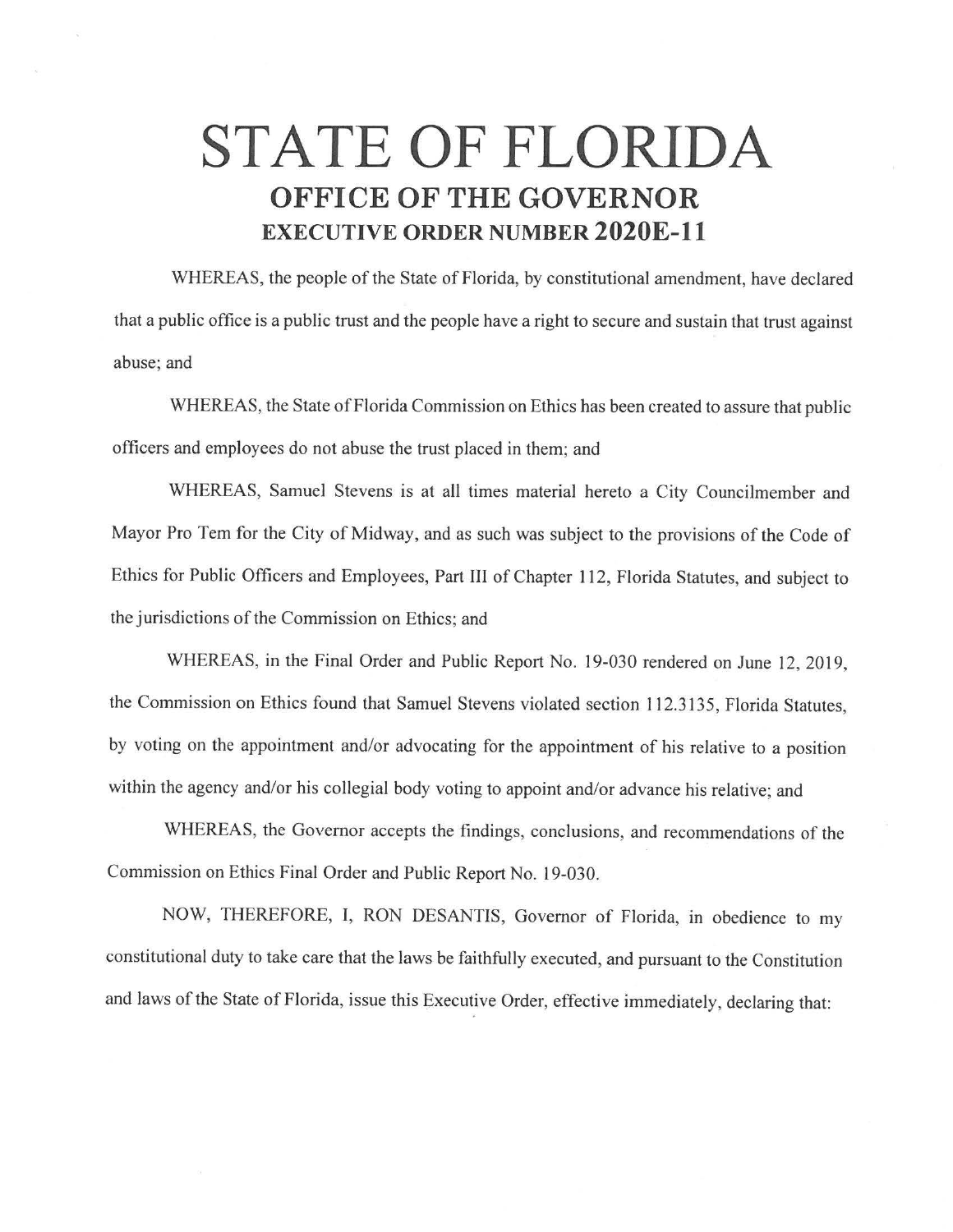# STATE OF FLORIDA

## OFFICE OF THE GOVERNOR

### EXECUTIVE ORDER NUMBER 2020E-11

WHEREAS, the people of the State of Florida, by constitutional amendment, have declared that a public office is a public trust and the people have a right to secure and sustain that trust against abuse; and

WHEREAS, the State of Florida Commission on Ethics has been created to assure that public officers and employees do not abuse the trust placed in them; and

WHEREAS, Samuel Stevens is at all times material hereto a City Councilmember and Mayor Pro Tem for the City of Midway, and as such was subject to the provisions of the Code of Ethics for Public Officers and Employees, Part III of Chapter 112, Florida Statutes, and subject to the jurisdictions of the Commission on Ethics; and

WHEREAS, in the Final Order and Public Report No. 19-030 rendered on June 12, 2019, the Commission on Ethics found that Samuel Stevens violated section 112.3135, Florida Statutes, by voting on the appointment and/or advocating for the appointment of his relative to a position within the agency and/or his collegial body voting to appoint and/or advance his relative; and

WHEREAS, the Governor accepts the findings, conclusions, and recommendations of the Commission on Ethics Final Order and Public Report No. 19-030.

NOW, THEREFORE, I, RON DESANTIS, Governor of Florida, in obedience to my constitutional duty to take care that the laws be faithfully executed, and pursuant to the Constitution and laws of the State of Florida, issue this Executive Order, effective immediately, declaring that: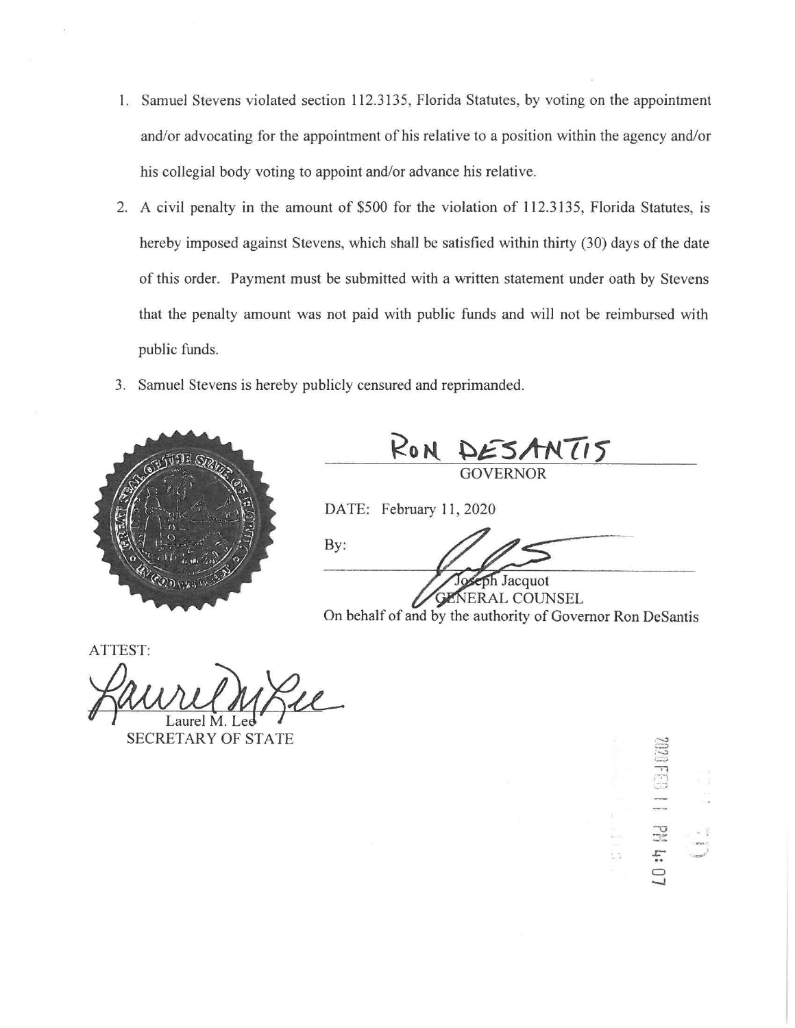1. Samuel Stevens violated section 112.3135, Florida Statutes, by voting on the appointment and/or advocating for the appointment of his relative to a position within the agency and/or his collegial body voting to appoint and/or advance his relative.
2. A civil penalty in the amount of $500 for the violation of 112.3135, Florida Statutes, is hereby imposed against Stevens, which shall be satisfied within thirty (30) days of the date of this order. Payment must be submitted with a written statement under oath by Stevens that the penalty amount was not paid with public funds and will not be reimbursed with public funds.
3. Samuel Stevens is hereby publicly censured and reprimanded.

RON DESANTIS
GOVERNOR

DATE: February 11, 2020

By:

Joseph Jacquot
GENERAL COUNSEL
On behalf of and by the authority of Governor Ron DeSantis

ATTEST:

Laurel M. Lee
SECRETARY OF STATE

2020 FEB 11 PM 4:07